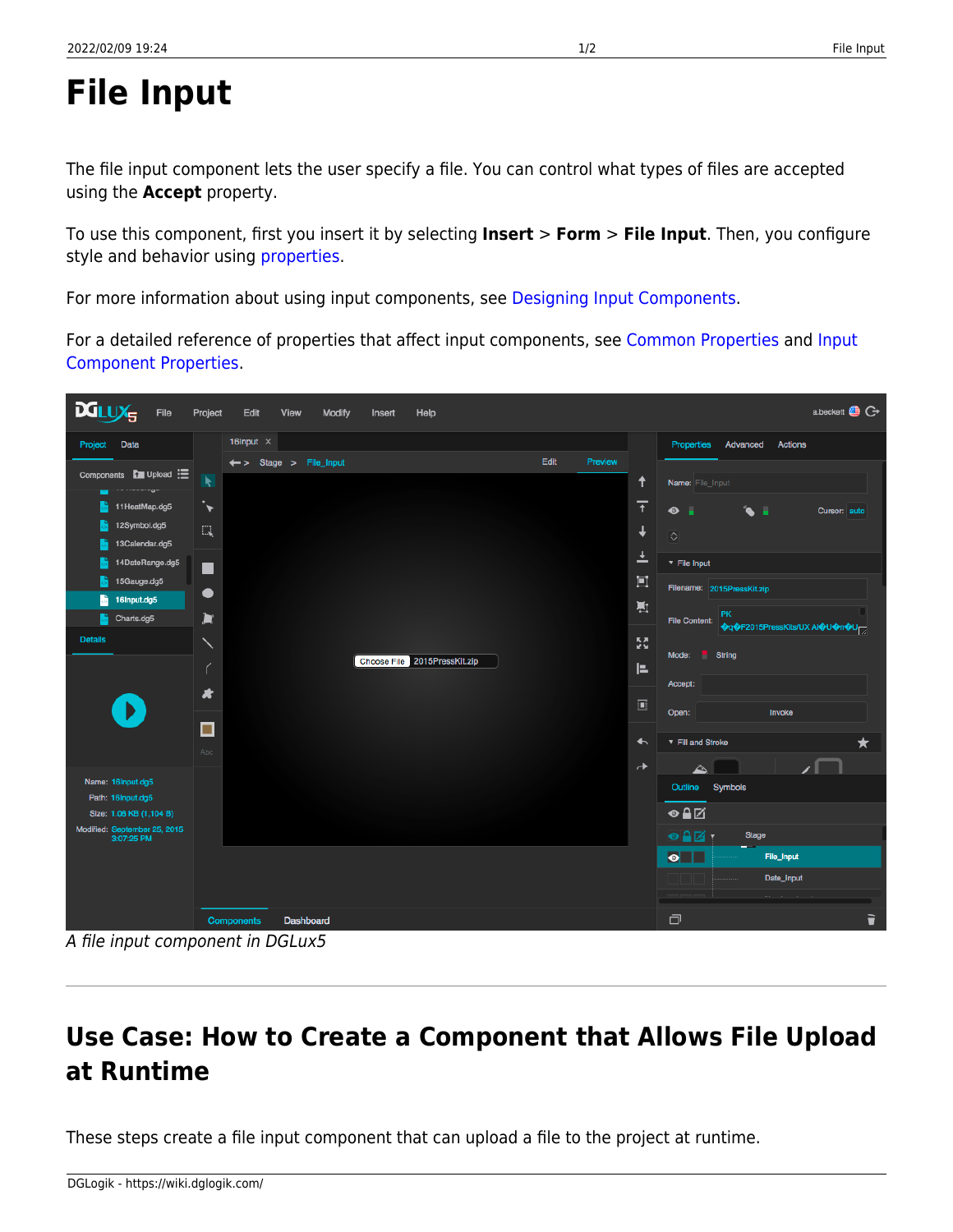# File Input

The file input component lets the user specify a file. You can control what types of files are accepted using the **Accept** property.

To use this component, first you insert it by selecting **Insert** > **Form** > **File Input**. Then, you configure style and behavior using properties.

For more information about using input components, see Designing Input Components.

For a detailed reference of properties that affect input components, see Common Properties and Input Component Properties.

*A file input component in DGLux5*

---

## Use Case: How to Create a Component that Allows File Upload at Runtime

These steps create a file input component that can upload a file to the project at runtime.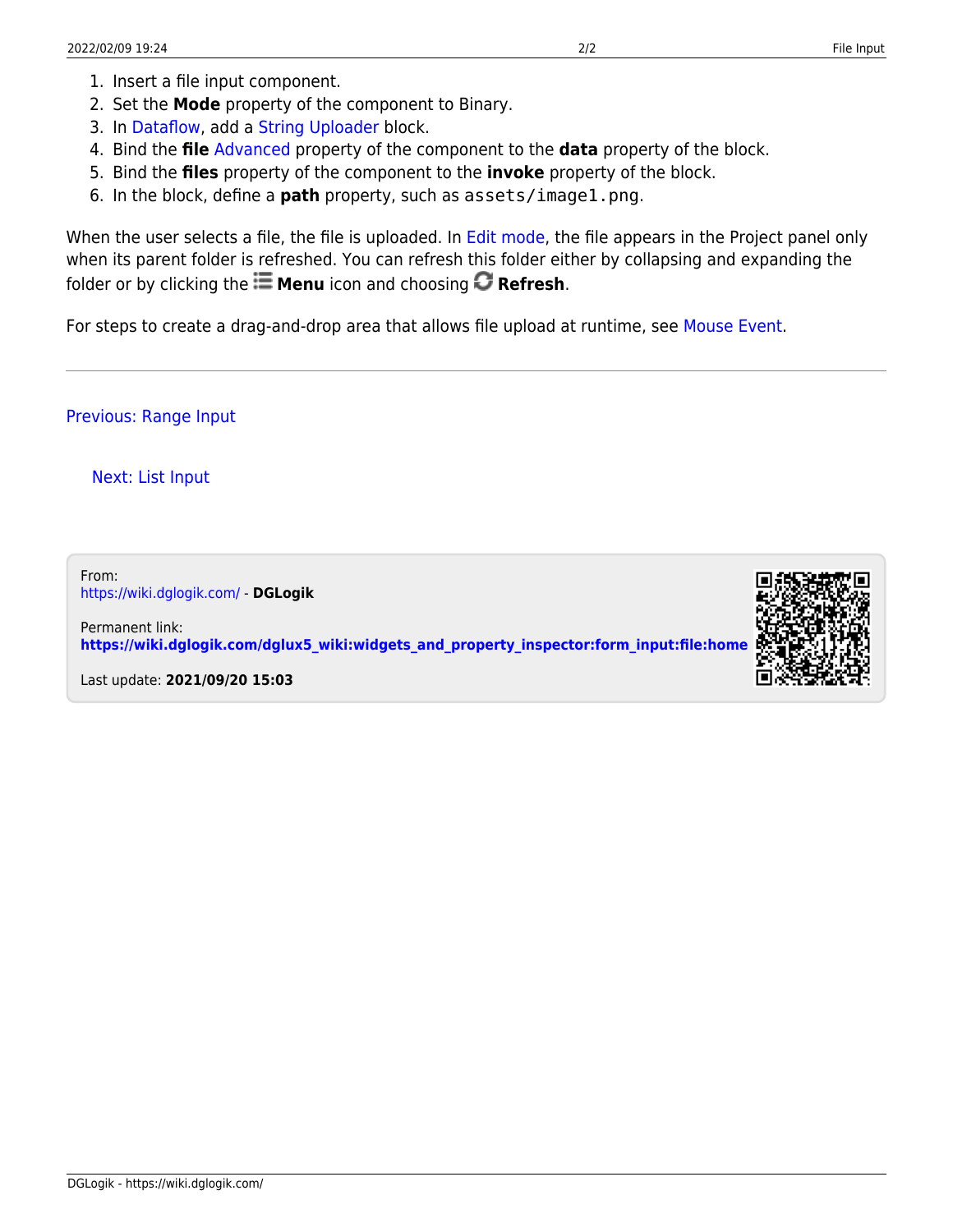1. Insert a file input component.
2. Set the **Mode** property of the component to Binary.
3. In Dataflow, add a String Uploader block.
4. Bind the **file** Advanced property of the component to the **data** property of the block.
5. Bind the **files** property of the component to the **invoke** property of the block.
6. In the block, define a **path** property, such as `assets/image1.png`.

When the user selects a file, the file is uploaded. In Edit mode, the file appears in the Project panel only when its parent folder is refreshed. You can refresh this folder either by collapsing and expanding the folder or by clicking the **Menu** icon and choosing **Refresh**.

For steps to create a drag-and-drop area that allows file upload at runtime, see Mouse Event.

---

Previous: Range Input

Next: List Input

From:
https://wiki.dglogik.com/ - **DGLogik**

Permanent link:
**https://wiki.dglogik.com/dglux5_wiki:widgets_and_property_inspector:form_input:file:home**

Last update: **2021/09/20 15:03**